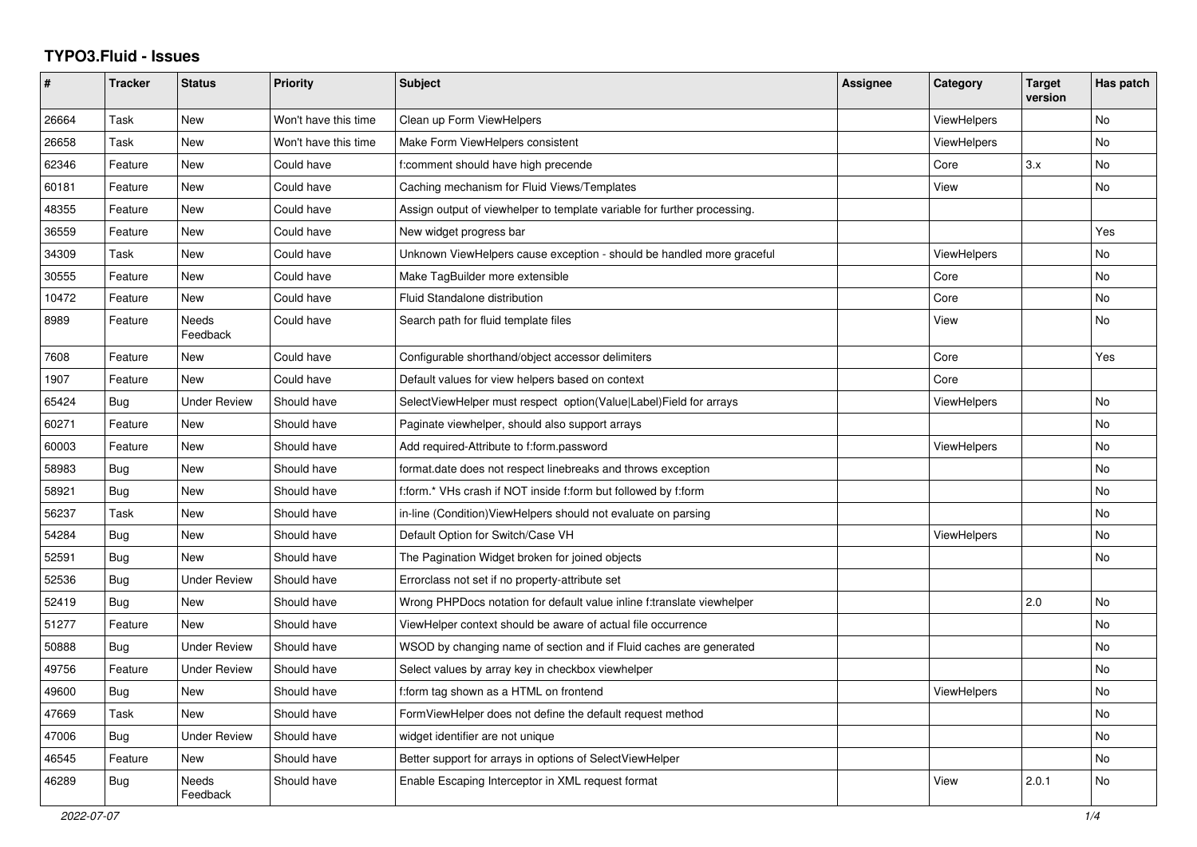# TYPO3.Fluid - Issues

| # | Tracker | Status | Priority | Subject | Assignee | Category | Target version | Has patch |
|---|---|---|---|---|---|---|---|---|
| 26664 | Task | New | Won't have this time | Clean up Form ViewHelpers | | ViewHelpers | | No |
| 26658 | Task | New | Won't have this time | Make Form ViewHelpers consistent | | ViewHelpers | | No |
| 62346 | Feature | New | Could have | f:comment should have high precende | | Core | 3.x | No |
| 60181 | Feature | New | Could have | Caching mechanism for Fluid Views/Templates | | View | | No |
| 48355 | Feature | New | Could have | Assign output of viewhelper to template variable for further processing. | | | | |
| 36559 | Feature | New | Could have | New widget progress bar | | | | Yes |
| 34309 | Task | New | Could have | Unknown ViewHelpers cause exception - should be handled more graceful | | ViewHelpers | | No |
| 30555 | Feature | New | Could have | Make TagBuilder more extensible | | Core | | No |
| 10472 | Feature | New | Could have | Fluid Standalone distribution | | Core | | No |
| 8989 | Feature | Needs Feedback | Could have | Search path for fluid template files | | View | | No |
| 7608 | Feature | New | Could have | Configurable shorthand/object accessor delimiters | | Core | | Yes |
| 1907 | Feature | New | Could have | Default values for view helpers based on context | | Core | | |
| 65424 | Bug | Under Review | Should have | SelectViewHelper must respect option(Value\|Label)Field for arrays | | ViewHelpers | | No |
| 60271 | Feature | New | Should have | Paginate viewhelper, should also support arrays | | | | No |
| 60003 | Feature | New | Should have | Add required-Attribute to f:form.password | | ViewHelpers | | No |
| 58983 | Bug | New | Should have | format.date does not respect linebreaks and throws exception | | | | No |
| 58921 | Bug | New | Should have | f:form.* VHs crash if NOT inside f:form but followed by f:form | | | | No |
| 56237 | Task | New | Should have | in-line (Condition)ViewHelpers should not evaluate on parsing | | | | No |
| 54284 | Bug | New | Should have | Default Option for Switch/Case VH | | ViewHelpers | | No |
| 52591 | Bug | New | Should have | The Pagination Widget broken for joined objects | | | | No |
| 52536 | Bug | Under Review | Should have | Errorclass not set if no property-attribute set | | | | |
| 52419 | Bug | New | Should have | Wrong PHPDocs notation for default value inline f:translate viewhelper | | | 2.0 | No |
| 51277 | Feature | New | Should have | ViewHelper context should be aware of actual file occurrence | | | | No |
| 50888 | Bug | Under Review | Should have | WSOD by changing name of section and if Fluid caches are generated | | | | No |
| 49756 | Feature | Under Review | Should have | Select values by array key in checkbox viewhelper | | | | No |
| 49600 | Bug | New | Should have | f:form tag shown as a HTML on frontend | | ViewHelpers | | No |
| 47669 | Task | New | Should have | FormViewHelper does not define the default request method | | | | No |
| 47006 | Bug | Under Review | Should have | widget identifier are not unique | | | | No |
| 46545 | Feature | New | Should have | Better support for arrays in options of SelectViewHelper | | | | No |
| 46289 | Bug | Needs Feedback | Should have | Enable Escaping Interceptor in XML request format | | View | 2.0.1 | No |

2022-07-07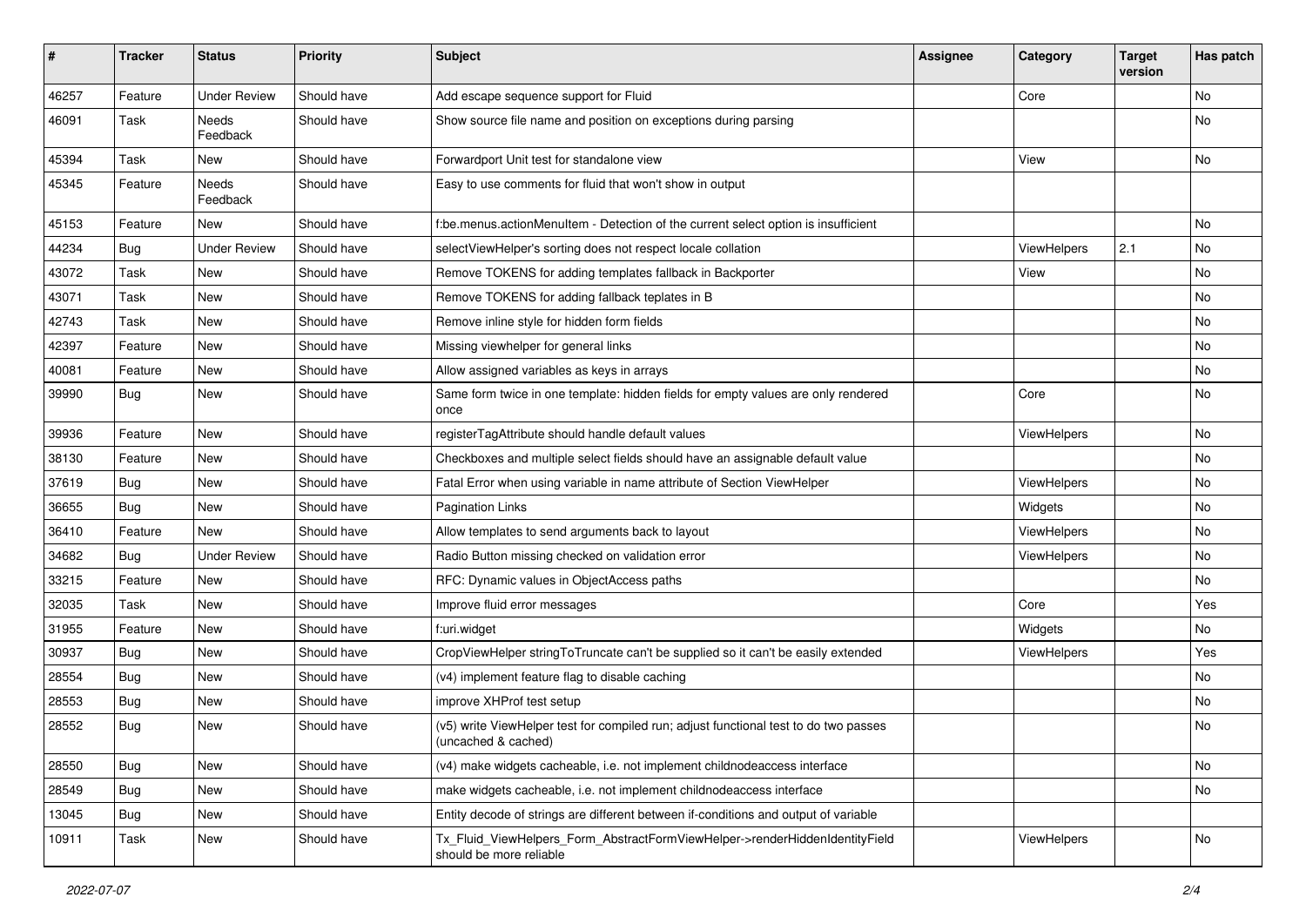| # | Tracker | Status | Priority | Subject | Assignee | Category | Target version | Has patch |
|---|---|---|---|---|---|---|---|---|
| 46257 | Feature | Under Review | Should have | Add escape sequence support for Fluid | | Core | | No |
| 46091 | Task | Needs Feedback | Should have | Show source file name and position on exceptions during parsing | | | | No |
| 45394 | Task | New | Should have | Forwardport Unit test for standalone view | | View | | No |
| 45345 | Feature | Needs Feedback | Should have | Easy to use comments for fluid that won't show in output | | | | |
| 45153 | Feature | New | Should have | f:be.menus.actionMenuItem - Detection of the current select option is insufficient | | | | No |
| 44234 | Bug | Under Review | Should have | selectViewHelper's sorting does not respect locale collation | | ViewHelpers | 2.1 | No |
| 43072 | Task | New | Should have | Remove TOKENS for adding templates fallback in Backporter | | View | | No |
| 43071 | Task | New | Should have | Remove TOKENS for adding fallback teplates in B | | | | No |
| 42743 | Task | New | Should have | Remove inline style for hidden form fields | | | | No |
| 42397 | Feature | New | Should have | Missing viewhelper for general links | | | | No |
| 40081 | Feature | New | Should have | Allow assigned variables as keys in arrays | | | | No |
| 39990 | Bug | New | Should have | Same form twice in one template: hidden fields for empty values are only rendered once | | Core | | No |
| 39936 | Feature | New | Should have | registerTagAttribute should handle default values | | ViewHelpers | | No |
| 38130 | Feature | New | Should have | Checkboxes and multiple select fields should have an assignable default value | | | | No |
| 37619 | Bug | New | Should have | Fatal Error when using variable in name attribute of Section ViewHelper | | ViewHelpers | | No |
| 36655 | Bug | New | Should have | Pagination Links | | Widgets | | No |
| 36410 | Feature | New | Should have | Allow templates to send arguments back to layout | | ViewHelpers | | No |
| 34682 | Bug | Under Review | Should have | Radio Button missing checked on validation error | | ViewHelpers | | No |
| 33215 | Feature | New | Should have | RFC: Dynamic values in ObjectAccess paths | | | | No |
| 32035 | Task | New | Should have | Improve fluid error messages | | Core | | Yes |
| 31955 | Feature | New | Should have | f:uri.widget | | Widgets | | No |
| 30937 | Bug | New | Should have | CropViewHelper stringToTruncate can't be supplied so it can't be easily extended | | ViewHelpers | | Yes |
| 28554 | Bug | New | Should have | (v4) implement feature flag to disable caching | | | | No |
| 28553 | Bug | New | Should have | improve XHProf test setup | | | | No |
| 28552 | Bug | New | Should have | (v5) write ViewHelper test for compiled run; adjust functional test to do two passes (uncached & cached) | | | | No |
| 28550 | Bug | New | Should have | (v4) make widgets cacheable, i.e. not implement childnodeaccess interface | | | | No |
| 28549 | Bug | New | Should have | make widgets cacheable, i.e. not implement childnodeaccess interface | | | | No |
| 13045 | Bug | New | Should have | Entity decode of strings are different between if-conditions and output of variable | | | | |
| 10911 | Task | New | Should have | Tx_Fluid_ViewHelpers_Form_AbstractFormViewHelper->renderHiddenIdentityField should be more reliable | | ViewHelpers | | No |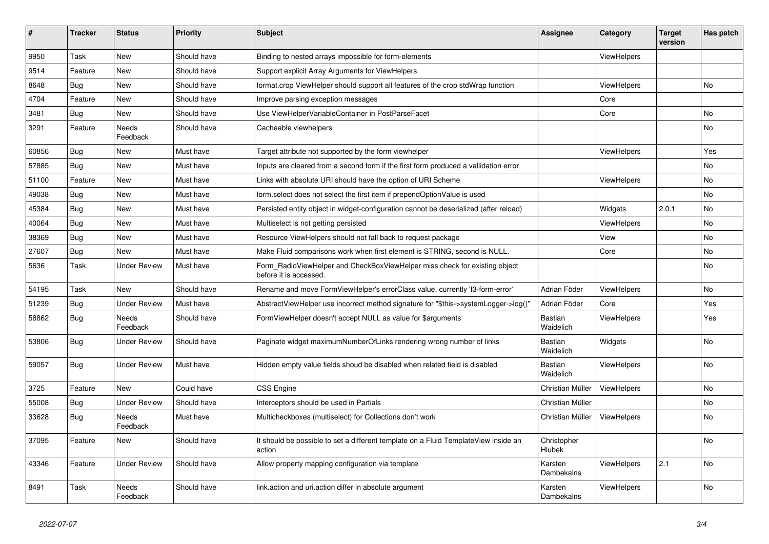| # | Tracker | Status | Priority | Subject | Assignee | Category | Target version | Has patch |
| --- | --- | --- | --- | --- | --- | --- | --- | --- |
| 9950 | Task | New | Should have | Binding to nested arrays impossible for form-elements | | ViewHelpers | | |
| 9514 | Feature | New | Should have | Support explicit Array Arguments for ViewHelpers | | | | |
| 8648 | Bug | New | Should have | format.crop ViewHelper should support all features of the crop stdWrap function | | ViewHelpers | | No |
| 4704 | Feature | New | Should have | Improve parsing exception messages | | Core | | |
| 3481 | Bug | New | Should have | Use ViewHelperVariableContainer in PostParseFacet | | Core | | No |
| 3291 | Feature | Needs Feedback | Should have | Cacheable viewhelpers | | | | No |
| 60856 | Bug | New | Must have | Target attribute not supported by the form viewhelper | | ViewHelpers | | Yes |
| 57885 | Bug | New | Must have | Inputs are cleared from a second form if the first form produced a vallidation error | | | | No |
| 51100 | Feature | New | Must have | Links with absolute URI should have the option of URI Scheme | | ViewHelpers | | No |
| 49038 | Bug | New | Must have | form.select does not select the first item if prependOptionValue is used | | | | No |
| 45384 | Bug | New | Must have | Persisted entity object in widget-configuration cannot be deserialized (after reload) | | Widgets | 2.0.1 | No |
| 40064 | Bug | New | Must have | Multiselect is not getting persisted | | ViewHelpers | | No |
| 38369 | Bug | New | Must have | Resource ViewHelpers should not fall back to request package | | View | | No |
| 27607 | Bug | New | Must have | Make Fluid comparisons work when first element is STRING, second is NULL. | | Core | | No |
| 5636 | Task | Under Review | Must have | Form_RadioViewHelper and CheckBoxViewHelper miss check for existing object before it is accessed. | | | | No |
| 54195 | Task | New | Should have | Rename and move FormViewHelper's errorClass value, currently 'f3-form-error' | Adrian Föder | ViewHelpers | | No |
| 51239 | Bug | Under Review | Must have | AbstractViewHelper use incorrect method signature for "$this->systemLogger->log()" | Adrian Föder | Core | | Yes |
| 58862 | Bug | Needs Feedback | Should have | FormViewHelper doesn't accept NULL as value for $arguments | Bastian Waidelich | ViewHelpers | | Yes |
| 53806 | Bug | Under Review | Should have | Paginate widget maximumNumberOfLinks rendering wrong number of links | Bastian Waidelich | Widgets | | No |
| 59057 | Bug | Under Review | Must have | Hidden empty value fields shoud be disabled when related field is disabled | Bastian Waidelich | ViewHelpers | | No |
| 3725 | Feature | New | Could have | CSS Engine | Christian Müller | ViewHelpers | | No |
| 55008 | Bug | Under Review | Should have | Interceptors should be used in Partials | Christian Müller | | | No |
| 33628 | Bug | Needs Feedback | Must have | Multicheckboxes (multiselect) for Collections don't work | Christian Müller | ViewHelpers | | No |
| 37095 | Feature | New | Should have | It should be possible to set a different template on a Fluid TemplateView inside an action | Christopher Hlubek | | | No |
| 43346 | Feature | Under Review | Should have | Allow property mapping configuration via template | Karsten Dambekalns | ViewHelpers | 2.1 | No |
| 8491 | Task | Needs Feedback | Should have | link.action and uri.action differ in absolute argument | Karsten Dambekalns | ViewHelpers | | No |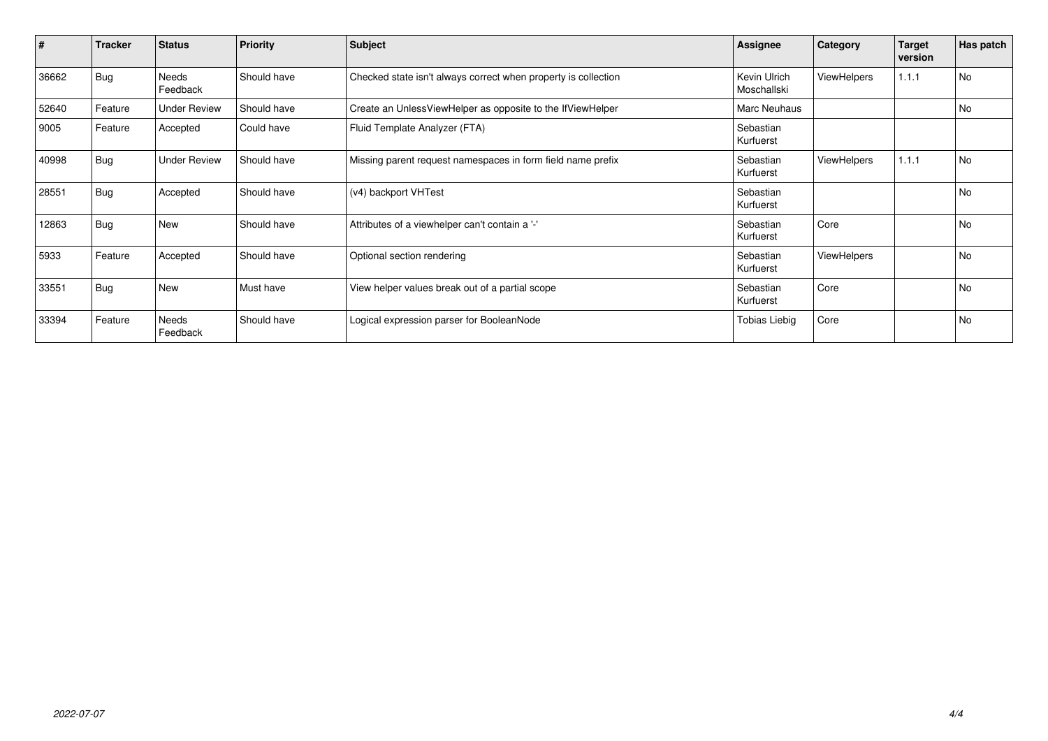| # | Tracker | Status | Priority | Subject | Assignee | Category | Target version | Has patch |
|---|---|---|---|---|---|---|---|---|
| 36662 | Bug | Needs Feedback | Should have | Checked state isn't always correct when property is collection | Kevin Ulrich Moschallski | ViewHelpers | 1.1.1 | No |
| 52640 | Feature | Under Review | Should have | Create an UnlessViewHelper as opposite to the IfViewHelper | Marc Neuhaus | | | No |
| 9005 | Feature | Accepted | Could have | Fluid Template Analyzer (FTA) | Sebastian Kurfuerst | | | |
| 40998 | Bug | Under Review | Should have | Missing parent request namespaces in form field name prefix | Sebastian Kurfuerst | ViewHelpers | 1.1.1 | No |
| 28551 | Bug | Accepted | Should have | (v4) backport VHTest | Sebastian Kurfuerst | | | No |
| 12863 | Bug | New | Should have | Attributes of a viewhelper can't contain a '-' | Sebastian Kurfuerst | Core | | No |
| 5933 | Feature | Accepted | Should have | Optional section rendering | Sebastian Kurfuerst | ViewHelpers | | No |
| 33551 | Bug | New | Must have | View helper values break out of a partial scope | Sebastian Kurfuerst | Core | | No |
| 33394 | Feature | Needs Feedback | Should have | Logical expression parser for BooleanNode | Tobias Liebig | Core | | No |